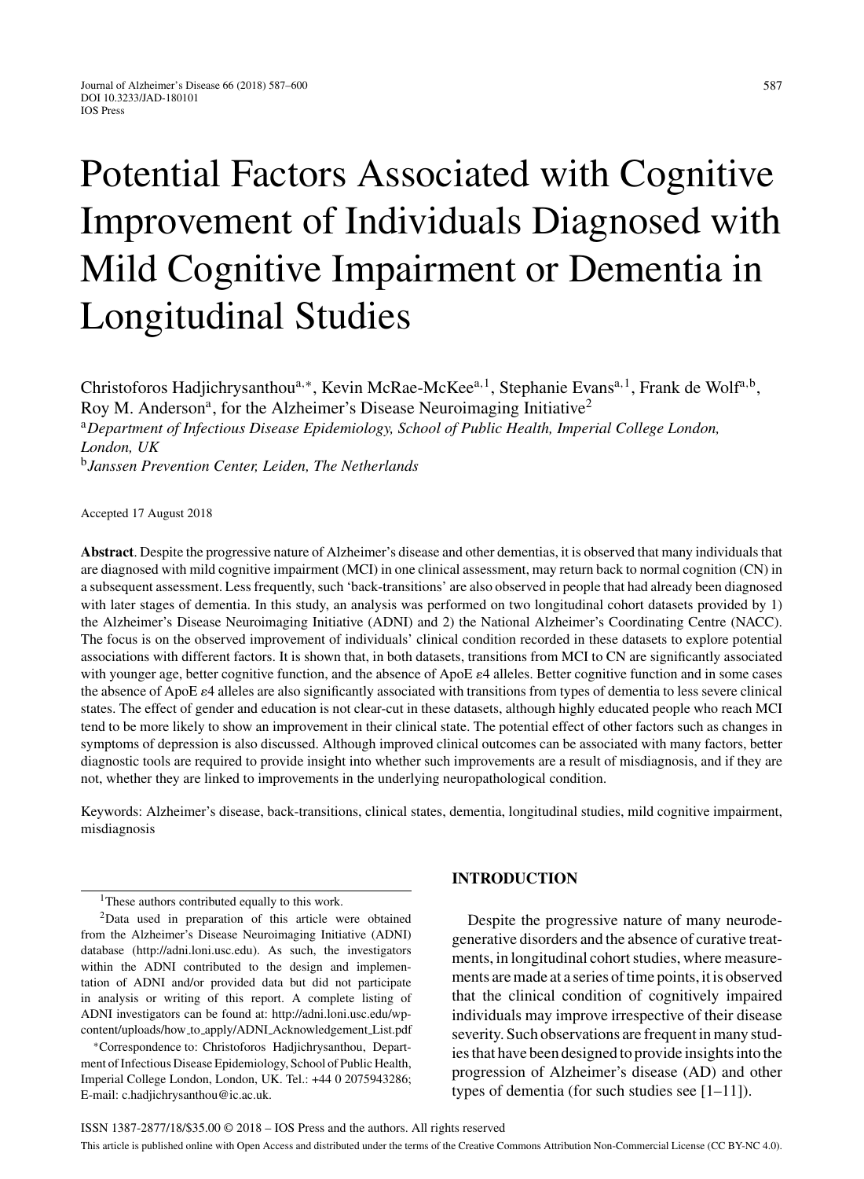# Potential Factors Associated with Cognitive Improvement of Individuals Diagnosed with Mild Cognitive Impairment or Dementia in Longitudinal Studies

Christoforos Hadjichrysanthou[a,*], Kevin McRae-McKee[a,1], Stephanie Evans[a,1], Frank de Wolf[a,b], Roy M. Anderson[a], for the Alzheimer's Disease Neuroimaging Initiative[2]

[a] *Department of Infectious Disease Epidemiology, School of Public Health, Imperial College London, London, UK*

[b] *Janssen Prevention Center, Leiden, The Netherlands*

Accepted 17 August 2018

**Abstract**. Despite the progressive nature of Alzheimer's disease and other dementias, it is observed that many individuals that are diagnosed with mild cognitive impairment (MCI) in one clinical assessment, may return back to normal cognition (CN) in a subsequent assessment. Less frequently, such 'back-transitions' are also observed in people that had already been diagnosed with later stages of dementia. In this study, an analysis was performed on two longitudinal cohort datasets provided by 1) the Alzheimer's Disease Neuroimaging Initiative (ADNI) and 2) the National Alzheimer's Coordinating Centre (NACC). The focus is on the observed improvement of individuals' clinical condition recorded in these datasets to explore potential associations with different factors. It is shown that, in both datasets, transitions from MCI to CN are significantly associated with younger age, better cognitive function, and the absence of ApoE $\varepsilon$4 alleles. Better cognitive function and in some cases the absence of ApoE $\varepsilon$4 alleles are also significantly associated with transitions from types of dementia to less severe clinical states. The effect of gender and education is not clear-cut in these datasets, although highly educated people who reach MCI tend to be more likely to show an improvement in their clinical state. The potential effect of other factors such as changes in symptoms of depression is also discussed. Although improved clinical outcomes can be associated with many factors, better diagnostic tools are required to provide insight into whether such improvements are a result of misdiagnosis, and if they are not, whether they are linked to improvements in the underlying neuropathological condition.

Keywords: Alzheimer's disease, back-transitions, clinical states, dementia, longitudinal studies, mild cognitive impairment, misdiagnosis

## INTRODUCTION

Despite the progressive nature of many neurodegenerative disorders and the absence of curative treatments, in longitudinal cohort studies, where measurements are made at a series of time points, it is observed that the clinical condition of cognitively impaired individuals may improve irrespective of their disease severity. Such observations are frequent in many studies that have been designed to provide insights into the progression of Alzheimer's disease (AD) and other types of dementia (for such studies see [1–11]).

---

[1] These authors contributed equally to this work.

[2] Data used in preparation of this article were obtained from the Alzheimer's Disease Neuroimaging Initiative (ADNI) database (http://adni.loni.usc.edu). As such, the investigators within the ADNI contributed to the design and implementation of ADNI and/or provided data but did not participate in analysis or writing of this report. A complete listing of ADNI investigators can be found at: http://adni.loni.usc.edu/wp-content/uploads/how_to_apply/ADNI_Acknowledgement_List.pdf

[*] Correspondence to: Christoforos Hadjichrysanthou, Department of Infectious Disease Epidemiology, School of Public Health, Imperial College London, London, UK. Tel.: +44 0 2075943286; E-mail: c.hadjichrysanthou@ic.ac.uk.

ISSN 1387-2877/18/$35.00 © 2018 – IOS Press and the authors. All rights reserved

This article is published online with Open Access and distributed under the terms of the Creative Commons Attribution Non-Commercial License (CC BY-NC 4.0).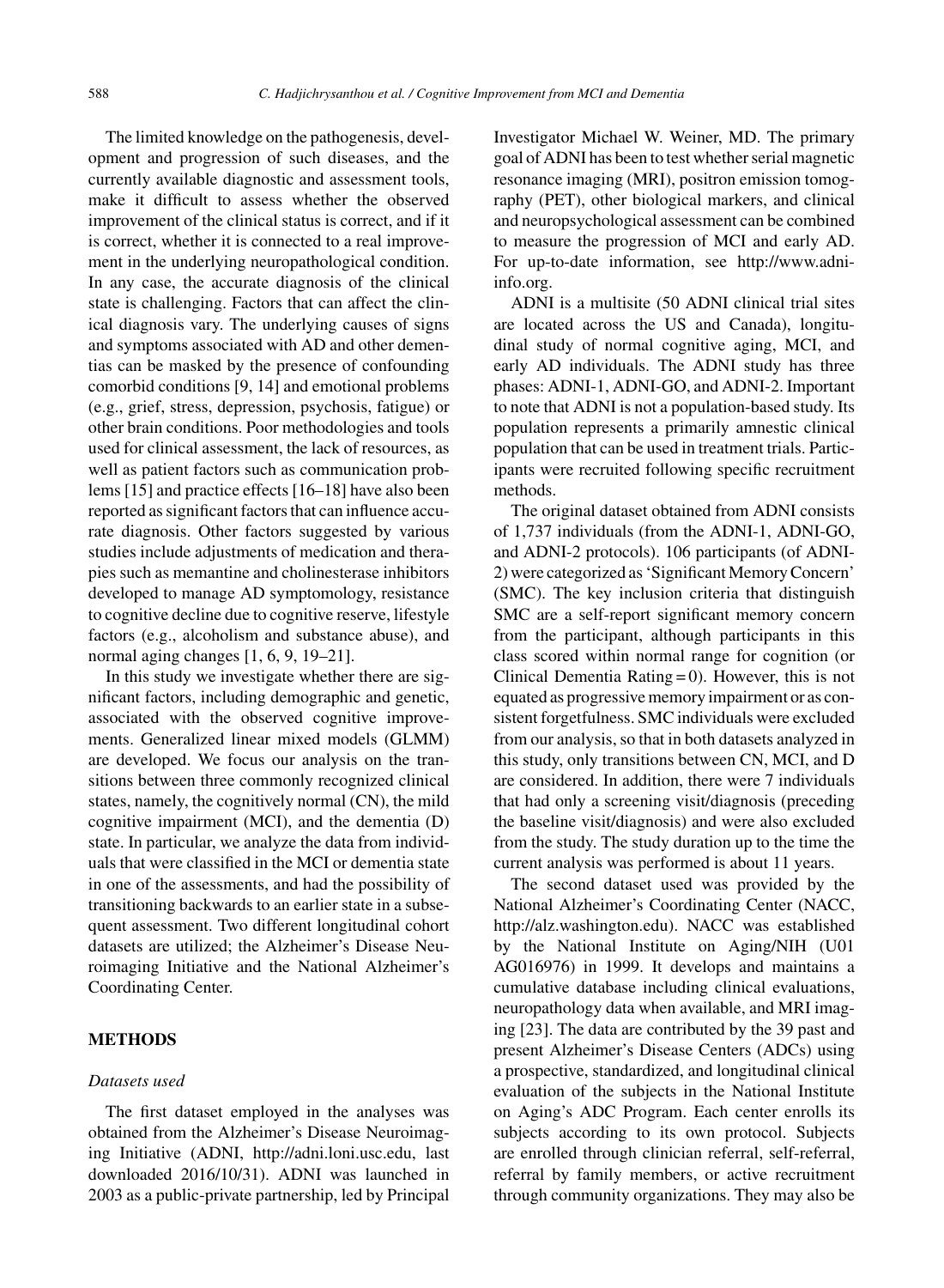The limited knowledge on the pathogenesis, development and progression of such diseases, and the currently available diagnostic and assessment tools, make it difficult to assess whether the observed improvement of the clinical status is correct, and if it is correct, whether it is connected to a real improvement in the underlying neuropathological condition. In any case, the accurate diagnosis of the clinical state is challenging. Factors that can affect the clinical diagnosis vary. The underlying causes of signs and symptoms associated with AD and other dementias can be masked by the presence of confounding comorbid conditions [9, 14] and emotional problems (e.g., grief, stress, depression, psychosis, fatigue) or other brain conditions. Poor methodologies and tools used for clinical assessment, the lack of resources, as well as patient factors such as communication problems [15] and practice effects [16–18] have also been reported as significant factors that can influence accurate diagnosis. Other factors suggested by various studies include adjustments of medication and therapies such as memantine and cholinesterase inhibitors developed to manage AD symptomology, resistance to cognitive decline due to cognitive reserve, lifestyle factors (e.g., alcoholism and substance abuse), and normal aging changes [1, 6, 9, 19–21].

In this study we investigate whether there are significant factors, including demographic and genetic, associated with the observed cognitive improvements. Generalized linear mixed models (GLMM) are developed. We focus our analysis on the transitions between three commonly recognized clinical states, namely, the cognitively normal (CN), the mild cognitive impairment (MCI), and the dementia (D) state. In particular, we analyze the data from individuals that were classified in the MCI or dementia state in one of the assessments, and had the possibility of transitioning backwards to an earlier state in a subsequent assessment. Two different longitudinal cohort datasets are utilized; the Alzheimer's Disease Neuroimaging Initiative and the National Alzheimer's Coordinating Center.

## METHODS

### *Datasets used*

The first dataset employed in the analyses was obtained from the Alzheimer's Disease Neuroimaging Initiative (ADNI, http://adni.loni.usc.edu, last downloaded 2016/10/31). ADNI was launched in 2003 as a public-private partnership, led by Principal Investigator Michael W. Weiner, MD. The primary goal of ADNI has been to test whether serial magnetic resonance imaging (MRI), positron emission tomography (PET), other biological markers, and clinical and neuropsychological assessment can be combined to measure the progression of MCI and early AD. For up-to-date information, see http://www.adni-info.org.

ADNI is a multisite (50 ADNI clinical trial sites are located across the US and Canada), longitudinal study of normal cognitive aging, MCI, and early AD individuals. The ADNI study has three phases: ADNI-1, ADNI-GO, and ADNI-2. Important to note that ADNI is not a population-based study. Its population represents a primarily amnestic clinical population that can be used in treatment trials. Participants were recruited following specific recruitment methods.

The original dataset obtained from ADNI consists of 1,737 individuals (from the ADNI-1, ADNI-GO, and ADNI-2 protocols). 106 participants (of ADNI-2) were categorized as 'Significant Memory Concern' (SMC). The key inclusion criteria that distinguish SMC are a self-report significant memory concern from the participant, although participants in this class scored within normal range for cognition (or Clinical Dementia Rating = 0). However, this is not equated as progressive memory impairment or as consistent forgetfulness. SMC individuals were excluded from our analysis, so that in both datasets analyzed in this study, only transitions between CN, MCI, and D are considered. In addition, there were 7 individuals that had only a screening visit/diagnosis (preceding the baseline visit/diagnosis) and were also excluded from the study. The study duration up to the time the current analysis was performed is about 11 years.

The second dataset used was provided by the National Alzheimer's Coordinating Center (NACC, http://alz.washington.edu). NACC was established by the National Institute on Aging/NIH (U01 AG016976) in 1999. It develops and maintains a cumulative database including clinical evaluations, neuropathology data when available, and MRI imaging [23]. The data are contributed by the 39 past and present Alzheimer's Disease Centers (ADCs) using a prospective, standardized, and longitudinal clinical evaluation of the subjects in the National Institute on Aging's ADC Program. Each center enrolls its subjects according to its own protocol. Subjects are enrolled through clinician referral, self-referral, referral by family members, or active recruitment through community organizations. They may also be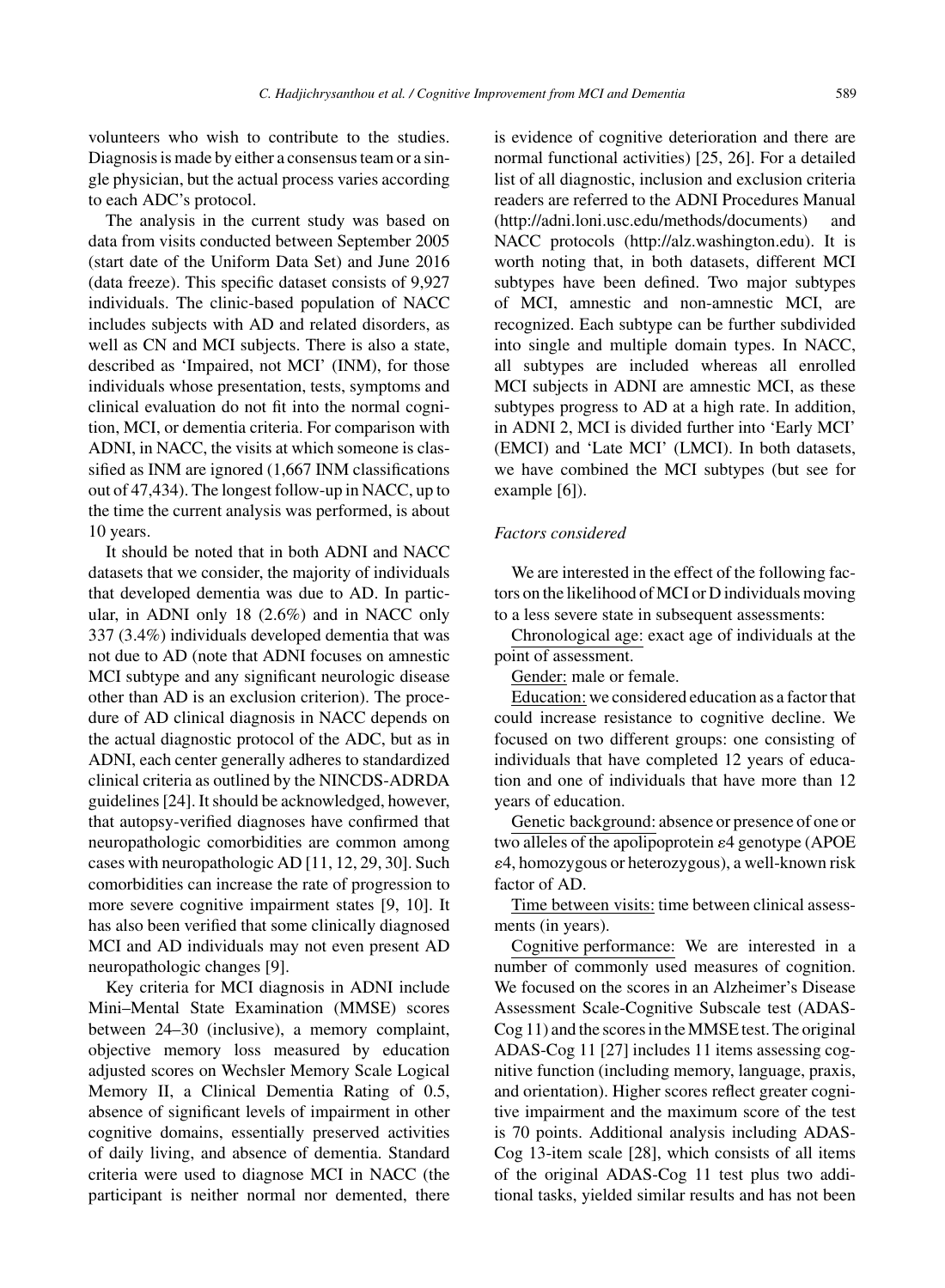volunteers who wish to contribute to the studies. Diagnosis is made by either a consensus team or a single physician, but the actual process varies according to each ADC's protocol.

The analysis in the current study was based on data from visits conducted between September 2005 (start date of the Uniform Data Set) and June 2016 (data freeze). This specific dataset consists of 9,927 individuals. The clinic-based population of NACC includes subjects with AD and related disorders, as well as CN and MCI subjects. There is also a state, described as 'Impaired, not MCI' (INM), for those individuals whose presentation, tests, symptoms and clinical evaluation do not fit into the normal cognition, MCI, or dementia criteria. For comparison with ADNI, in NACC, the visits at which someone is classified as INM are ignored (1,667 INM classifications out of 47,434). The longest follow-up in NACC, up to the time the current analysis was performed, is about 10 years.

It should be noted that in both ADNI and NACC datasets that we consider, the majority of individuals that developed dementia was due to AD. In particular, in ADNI only 18 (2.6%) and in NACC only 337 (3.4%) individuals developed dementia that was not due to AD (note that ADNI focuses on amnestic MCI subtype and any significant neurologic disease other than AD is an exclusion criterion). The procedure of AD clinical diagnosis in NACC depends on the actual diagnostic protocol of the ADC, but as in ADNI, each center generally adheres to standardized clinical criteria as outlined by the NINCDS-ADRDA guidelines [24]. It should be acknowledged, however, that autopsy-verified diagnoses have confirmed that neuropathologic comorbidities are common among cases with neuropathologic AD [11, 12, 29, 30]. Such comorbidities can increase the rate of progression to more severe cognitive impairment states [9, 10]. It has also been verified that some clinically diagnosed MCI and AD individuals may not even present AD neuropathologic changes [9].

Key criteria for MCI diagnosis in ADNI include Mini–Mental State Examination (MMSE) scores between 24–30 (inclusive), a memory complaint, objective memory loss measured by education adjusted scores on Wechsler Memory Scale Logical Memory II, a Clinical Dementia Rating of 0.5, absence of significant levels of impairment in other cognitive domains, essentially preserved activities of daily living, and absence of dementia. Standard criteria were used to diagnose MCI in NACC (the participant is neither normal nor demented, there is evidence of cognitive deterioration and there are normal functional activities) [25, 26]. For a detailed list of all diagnostic, inclusion and exclusion criteria readers are referred to the ADNI Procedures Manual (http://adni.loni.usc.edu/methods/documents) and NACC protocols (http://alz.washington.edu). It is worth noting that, in both datasets, different MCI subtypes have been defined. Two major subtypes of MCI, amnestic and non-amnestic MCI, are recognized. Each subtype can be further subdivided into single and multiple domain types. In NACC, all subtypes are included whereas all enrolled MCI subjects in ADNI are amnestic MCI, as these subtypes progress to AD at a high rate. In addition, in ADNI 2, MCI is divided further into 'Early MCI' (EMCI) and 'Late MCI' (LMCI). In both datasets, we have combined the MCI subtypes (but see for example [6]).

### *Factors considered*

We are interested in the effect of the following factors on the likelihood of MCI or D individuals moving to a less severe state in subsequent assessments:

Chronological age: exact age of individuals at the point of assessment.

Gender: male or female.

Education: we considered education as a factor that could increase resistance to cognitive decline. We focused on two different groups: one consisting of individuals that have completed 12 years of education and one of individuals that have more than 12 years of education.

Genetic background: absence or presence of one or two alleles of the apolipoprotein $\varepsilon 4$ genotype (APOE $\varepsilon 4$, homozygous or heterozygous), a well-known risk factor of AD.

Time between visits: time between clinical assessments (in years).

Cognitive performance: We are interested in a number of commonly used measures of cognition. We focused on the scores in an Alzheimer's Disease Assessment Scale-Cognitive Subscale test (ADAS-Cog 11) and the scores in the MMSE test. The original ADAS-Cog 11 [27] includes 11 items assessing cognitive function (including memory, language, praxis, and orientation). Higher scores reflect greater cognitive impairment and the maximum score of the test is 70 points. Additional analysis including ADAS-Cog 13-item scale [28], which consists of all items of the original ADAS-Cog 11 test plus two additional tasks, yielded similar results and has not been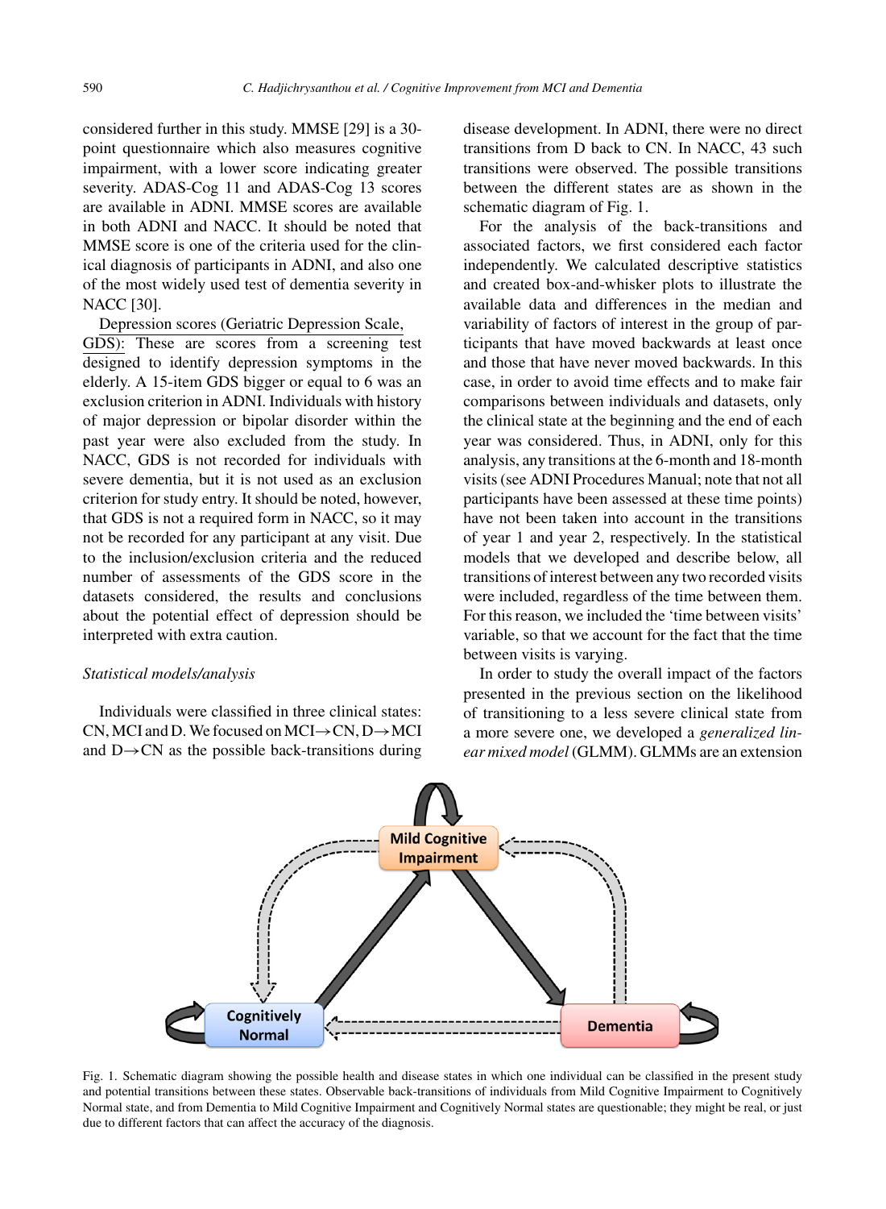considered further in this study. MMSE [29] is a 30-point questionnaire which also measures cognitive impairment, with a lower score indicating greater severity. ADAS-Cog 11 and ADAS-Cog 13 scores are available in ADNI. MMSE scores are available in both ADNI and NACC. It should be noted that MMSE score is one of the criteria used for the clinical diagnosis of participants in ADNI, and also one of the most widely used test of dementia severity in NACC [30].

Depression scores (Geriatric Depression Scale, GDS): These are scores from a screening test designed to identify depression symptoms in the elderly. A 15-item GDS bigger or equal to 6 was an exclusion criterion in ADNI. Individuals with history of major depression or bipolar disorder within the past year were also excluded from the study. In NACC, GDS is not recorded for individuals with severe dementia, but it is not used as an exclusion criterion for study entry. It should be noted, however, that GDS is not a required form in NACC, so it may not be recorded for any participant at any visit. Due to the inclusion/exclusion criteria and the reduced number of assessments of the GDS score in the datasets considered, the results and conclusions about the potential effect of depression should be interpreted with extra caution.

### *Statistical models/analysis*

Individuals were classified in three clinical states: CN, MCI and D. We focused on MCI→CN, D→MCI and D→CN as the possible back-transitions during disease development. In ADNI, there were no direct transitions from D back to CN. In NACC, 43 such transitions were observed. The possible transitions between the different states are as shown in the schematic diagram of Fig. 1.

For the analysis of the back-transitions and associated factors, we first considered each factor independently. We calculated descriptive statistics and created box-and-whisker plots to illustrate the available data and differences in the median and variability of factors of interest in the group of participants that have moved backwards at least once and those that have never moved backwards. In this case, in order to avoid time effects and to make fair comparisons between individuals and datasets, only the clinical state at the beginning and the end of each year was considered. Thus, in ADNI, only for this analysis, any transitions at the 6-month and 18-month visits (see ADNI Procedures Manual; note that not all participants have been assessed at these time points) have not been taken into account in the transitions of year 1 and year 2, respectively. In the statistical models that we developed and describe below, all transitions of interest between any two recorded visits were included, regardless of the time between them. For this reason, we included the 'time between visits' variable, so that we account for the fact that the time between visits is varying.

In order to study the overall impact of the factors presented in the previous section on the likelihood of transitioning to a less severe clinical state from a more severe one, we developed a *generalized linear mixed model* (GLMM). GLMMs are an extension

Fig. 1. Schematic diagram showing the possible health and disease states in which one individual can be classified in the present study and potential transitions between these states. Observable back-transitions of individuals from Mild Cognitive Impairment to Cognitively Normal state, and from Dementia to Mild Cognitive Impairment and Cognitively Normal states are questionable; they might be real, or just due to different factors that can affect the accuracy of the diagnosis.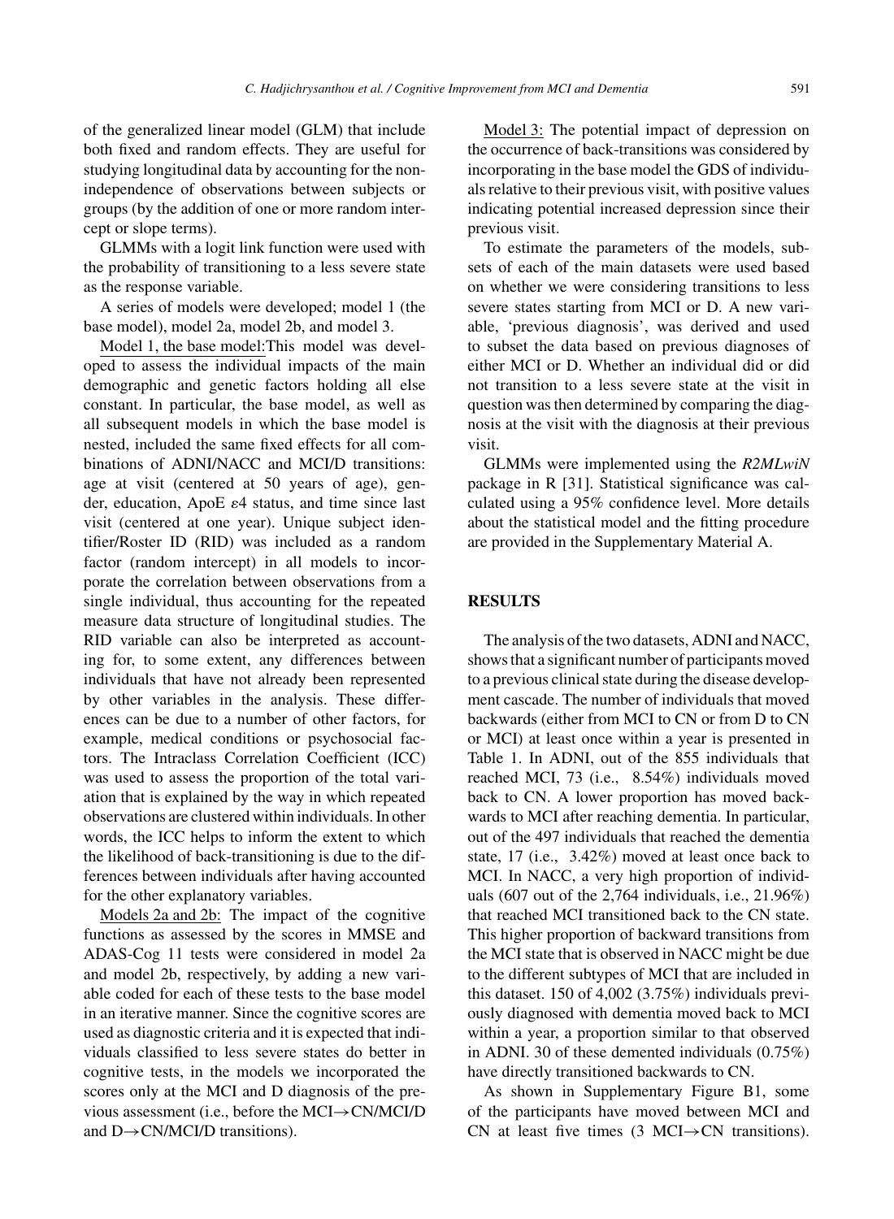of the generalized linear model (GLM) that include both fixed and random effects. They are useful for studying longitudinal data by accounting for the non-independence of observations between subjects or groups (by the addition of one or more random intercept or slope terms).

GLMMs with a logit link function were used with the probability of transitioning to a less severe state as the response variable.

A series of models were developed; model 1 (the base model), model 2a, model 2b, and model 3.

Model 1, the base model: This model was developed to assess the individual impacts of the main demographic and genetic factors holding all else constant. In particular, the base model, as well as all subsequent models in which the base model is nested, included the same fixed effects for all combinations of ADNI/NACC and MCI/D transitions: age at visit (centered at 50 years of age), gender, education, ApoE $\varepsilon 4$ status, and time since last visit (centered at one year). Unique subject identifier/Roster ID (RID) was included as a random factor (random intercept) in all models to incorporate the correlation between observations from a single individual, thus accounting for the repeated measure data structure of longitudinal studies. The RID variable can also be interpreted as accounting for, to some extent, any differences between individuals that have not already been represented by other variables in the analysis. These differences can be due to a number of other factors, for example, medical conditions or psychosocial factors. The Intraclass Correlation Coefficient (ICC) was used to assess the proportion of the total variation that is explained by the way in which repeated observations are clustered within individuals. In other words, the ICC helps to inform the extent to which the likelihood of back-transitioning is due to the differences between individuals after having accounted for the other explanatory variables.

Models 2a and 2b: The impact of the cognitive functions as assessed by the scores in MMSE and ADAS-Cog 11 tests were considered in model 2a and model 2b, respectively, by adding a new variable coded for each of these tests to the base model in an iterative manner. Since the cognitive scores are used as diagnostic criteria and it is expected that individuals classified to less severe states do better in cognitive tests, in the models we incorporated the scores only at the MCI and D diagnosis of the previous assessment (i.e., before the MCI→CN/MCI/D and D→CN/MCI/D transitions).

Model 3: The potential impact of depression on the occurrence of back-transitions was considered by incorporating in the base model the GDS of individuals relative to their previous visit, with positive values indicating potential increased depression since their previous visit.

To estimate the parameters of the models, subsets of each of the main datasets were used based on whether we were considering transitions to less severe states starting from MCI or D. A new variable, 'previous diagnosis', was derived and used to subset the data based on previous diagnoses of either MCI or D. Whether an individual did or did not transition to a less severe state at the visit in question was then determined by comparing the diagnosis at the visit with the diagnosis at their previous visit.

GLMMs were implemented using the *R2MLwiN* package in R [31]. Statistical significance was calculated using a 95% confidence level. More details about the statistical model and the fitting procedure are provided in the Supplementary Material A.

## RESULTS

The analysis of the two datasets, ADNI and NACC, shows that a significant number of participants moved to a previous clinical state during the disease development cascade. The number of individuals that moved backwards (either from MCI to CN or from D to CN or MCI) at least once within a year is presented in Table 1. In ADNI, out of the 855 individuals that reached MCI, 73 (i.e., 8.54%) individuals moved back to CN. A lower proportion has moved backwards to MCI after reaching dementia. In particular, out of the 497 individuals that reached the dementia state, 17 (i.e., 3.42%) moved at least once back to MCI. In NACC, a very high proportion of individuals (607 out of the 2,764 individuals, i.e., 21.96%) that reached MCI transitioned back to the CN state. This higher proportion of backward transitions from the MCI state that is observed in NACC might be due to the different subtypes of MCI that are included in this dataset. 150 of 4,002 (3.75%) individuals previously diagnosed with dementia moved back to MCI within a year, a proportion similar to that observed in ADNI. 30 of these demented individuals (0.75%) have directly transitioned backwards to CN.

As shown in Supplementary Figure B1, some of the participants have moved between MCI and CN at least five times (3 MCI→CN transitions).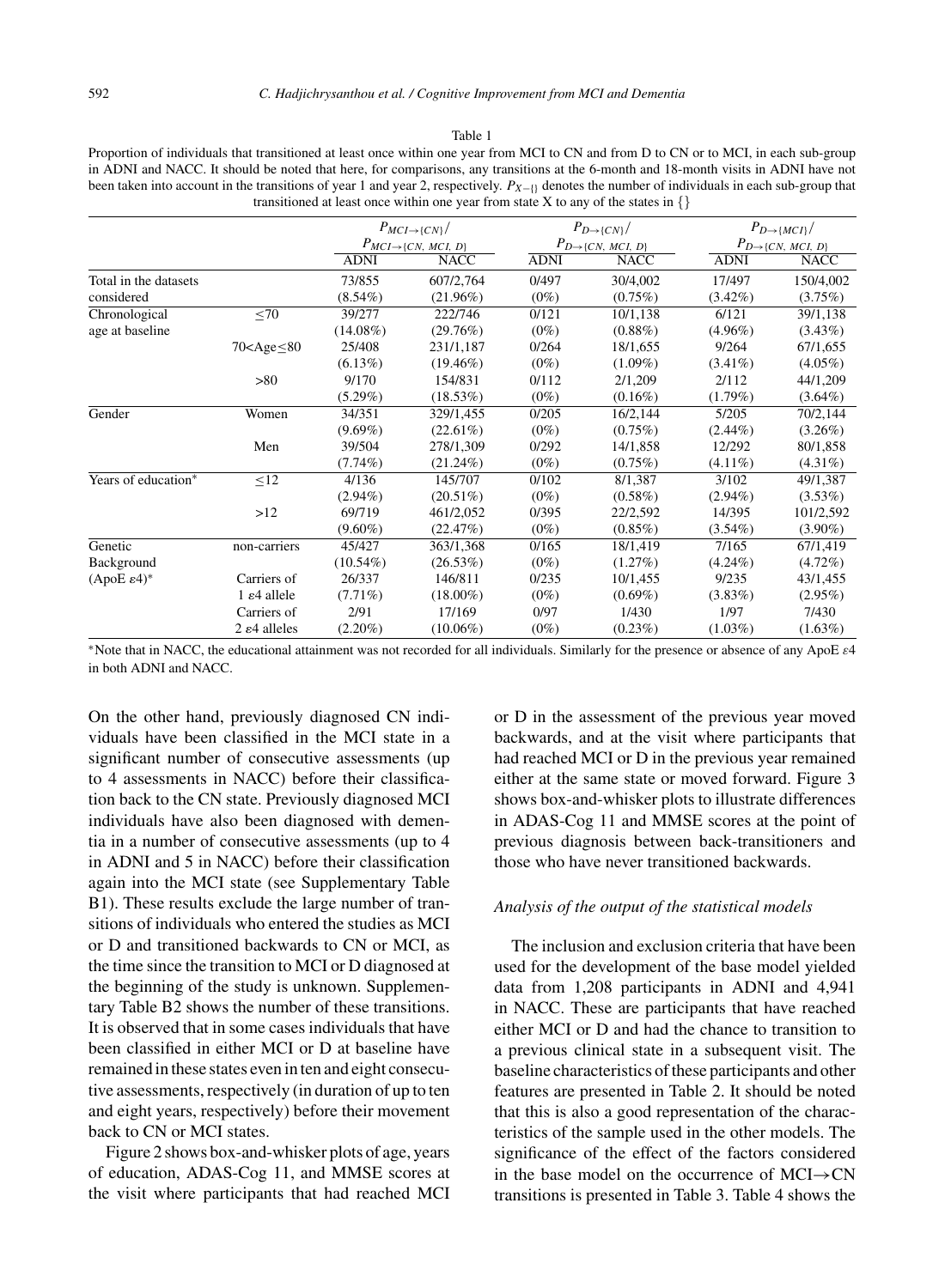Table 1

Proportion of individuals that transitioned at least once within one year from MCI to CN and from D to CN or to MCI, in each sub-group in ADNI and NACC. It should be noted that here, for comparisons, any transitions at the 6-month and 18-month visits in ADNI have not been taken into account in the transitions of year 1 and year 2, respectively. $P_{X\to\{\}}$ denotes the number of individuals in each sub-group that transitioned at least once within one year from state X to any of the states in {}

| | | $P_{MCI\to\{CN\}}/P_{MCI\to\{CN,\ MCI,\ D\}}$ | | $P_{D\to\{CN\}}/P_{D\to\{CN,\ MCI,\ D\}}$ | | $P_{D\to\{MCI\}}/P_{D\to\{CN,\ MCI,\ D\}}$ | |
|---|---|---|---|---|---|---|---|
| | | ADNI | NACC | ADNI | NACC | ADNI | NACC |
| Total in the datasets considered | | 73/855 (8.54%) | 607/2,764 (21.96%) | 0/497 (0%) | 30/4,002 (0.75%) | 17/497 (3.42%) | 150/4,002 (3.75%) |
| Chronological age at baseline | ≤70 | 39/277 (14.08%) | 222/746 (29.76%) | 0/121 (0%) | 10/1,138 (0.88%) | 6/121 (4.96%) | 39/1,138 (3.43%) |
| | 70<Age≤80 | 25/408 (6.13%) | 231/1,187 (19.46%) | 0/264 (0%) | 18/1,655 (1.09%) | 9/264 (3.41%) | 67/1,655 (4.05%) |
| | >80 | 9/170 (5.29%) | 154/831 (18.53%) | 0/112 (0%) | 2/1,209 (0.16%) | 2/112 (1.79%) | 44/1,209 (3.64%) |
| Gender | Women | 34/351 (9.69%) | 329/1,455 (22.61%) | 0/205 (0%) | 16/2,144 (0.75%) | 5/205 (2.44%) | 70/2,144 (3.26%) |
| | Men | 39/504 (7.74%) | 278/1,309 (21.24%) | 0/292 (0%) | 14/1,858 (0.75%) | 12/292 (4.11%) | 80/1,858 (4.31%) |
| Years of education* | ≤12 | 4/136 (2.94%) | 145/707 (20.51%) | 0/102 (0%) | 8/1,387 (0.58%) | 3/102 (2.94%) | 49/1,387 (3.53%) |
| | >12 | 69/719 (9.60%) | 461/2,052 (22.47%) | 0/395 (0%) | 22/2,592 (0.85%) | 14/395 (3.54%) | 101/2,592 (3.90%) |
| Genetic Background (ApoE ε4)* | non-carriers | 45/427 (10.54%) | 363/1,368 (26.53%) | 0/165 (0%) | 18/1,419 (1.27%) | 7/165 (4.24%) | 67/1,419 (4.72%) |
| | Carriers of 1 ε4 allele | 26/337 (7.71%) | 146/811 (18.00%) | 0/235 (0%) | 10/1,455 (0.69%) | 9/235 (3.83%) | 43/1,455 (2.95%) |
| | Carriers of 2 ε4 alleles | 2/91 (2.20%) | 17/169 (10.06%) | 0/97 (0%) | 1/430 (0.23%) | 1/97 (1.03%) | 7/430 (1.63%) |

*Note that in NACC, the educational attainment was not recorded for all individuals. Similarly for the presence or absence of any ApoE ε4 in both ADNI and NACC.

On the other hand, previously diagnosed CN individuals have been classified in the MCI state in a significant number of consecutive assessments (up to 4 assessments in NACC) before their classification back to the CN state. Previously diagnosed MCI individuals have also been diagnosed with dementia in a number of consecutive assessments (up to 4 in ADNI and 5 in NACC) before their classification again into the MCI state (see Supplementary Table B1). These results exclude the large number of transitions of individuals who entered the studies as MCI or D and transitioned backwards to CN or MCI, as the time since the transition to MCI or D diagnosed at the beginning of the study is unknown. Supplementary Table B2 shows the number of these transitions. It is observed that in some cases individuals that have been classified in either MCI or D at baseline have remained in these states even in ten and eight consecutive assessments, respectively (in duration of up to ten and eight years, respectively) before their movement back to CN or MCI states.

Figure 2 shows box-and-whisker plots of age, years of education, ADAS-Cog 11, and MMSE scores at the visit where participants that had reached MCI or D in the assessment of the previous year moved backwards, and at the visit where participants that had reached MCI or D in the previous year remained either at the same state or moved forward. Figure 3 shows box-and-whisker plots to illustrate differences in ADAS-Cog 11 and MMSE scores at the point of previous diagnosis between back-transitioners and those who have never transitioned backwards.

### Analysis of the output of the statistical models

The inclusion and exclusion criteria that have been used for the development of the base model yielded data from 1,208 participants in ADNI and 4,941 in NACC. These are participants that have reached either MCI or D and had the chance to transition to a previous clinical state in a subsequent visit. The baseline characteristics of these participants and other features are presented in Table 2. It should be noted that this is also a good representation of the characteristics of the sample used in the other models. The significance of the effect of the factors considered in the base model on the occurrence of MCI→CN transitions is presented in Table 3. Table 4 shows the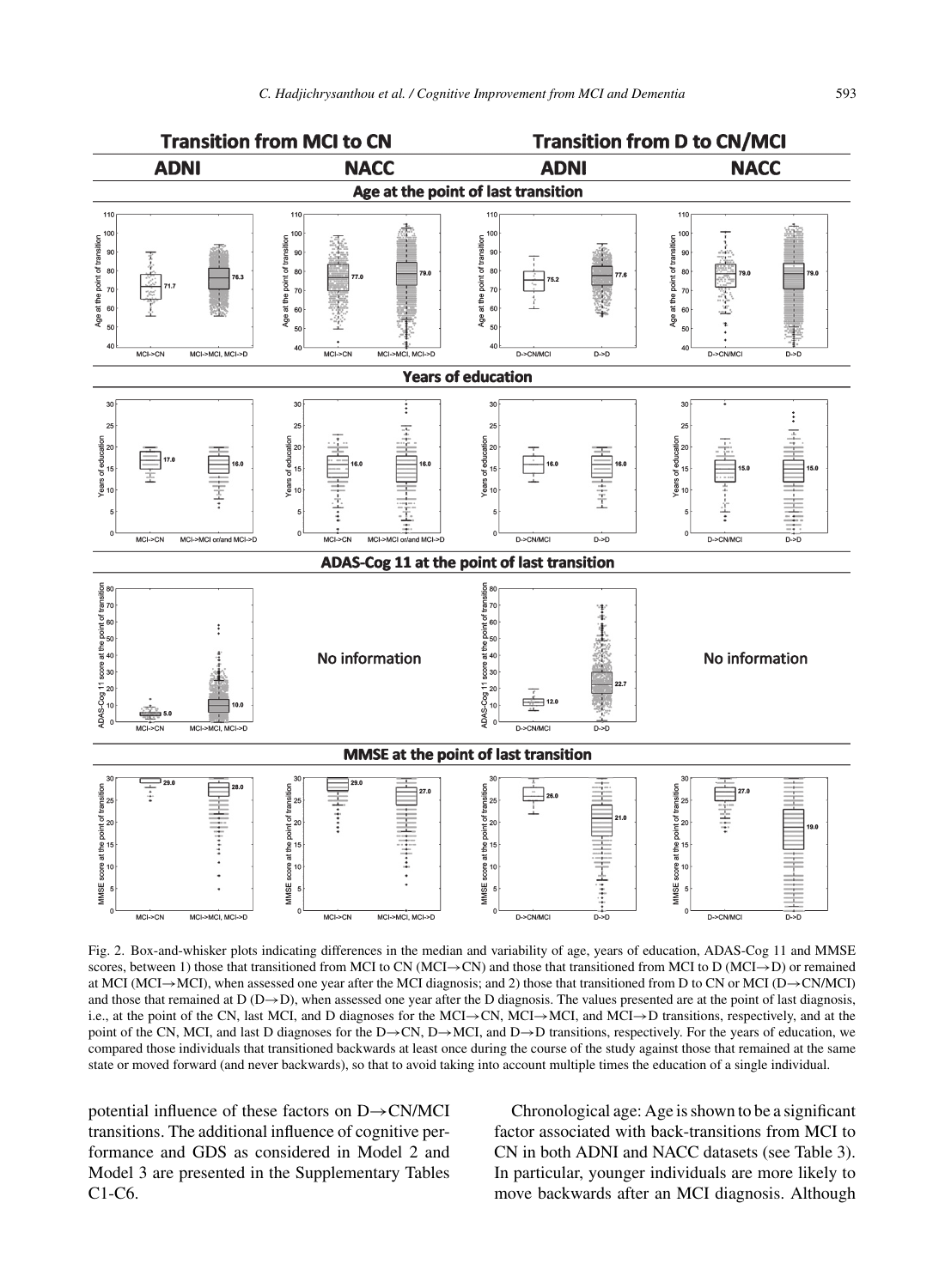Fig. 2. Box-and-whisker plots indicating differences in the median and variability of age, years of education, ADAS-Cog 11 and MMSE scores, between 1) those that transitioned from MCI to CN (MCI→CN) and those that transitioned from MCI to D (MCI→D) or remained at MCI (MCI→MCI), when assessed one year after the MCI diagnosis; and 2) those that transitioned from D to CN or MCI (D→CN/MCI) and those that remained at D (D→D), when assessed one year after the D diagnosis. The values presented are at the point of last diagnosis, i.e., at the point of the CN, last MCI, and D diagnoses for the MCI→CN, MCI→MCI, and MCI→D transitions, respectively, and at the point of the CN, MCI, and last D diagnoses for the D→CN, D→MCI, and D→D transitions, respectively. For the years of education, we compared those individuals that transitioned backwards at least once during the course of the study against those that remained at the same state or moved forward (and never backwards), so that to avoid taking into account multiple times the education of a single individual.

potential influence of these factors on D→CN/MCI transitions. The additional influence of cognitive performance and GDS as considered in Model 2 and Model 3 are presented in the Supplementary Tables C1-C6.

Chronological age: Age is shown to be a significant factor associated with back-transitions from MCI to CN in both ADNI and NACC datasets (see Table 3). In particular, younger individuals are more likely to move backwards after an MCI diagnosis. Although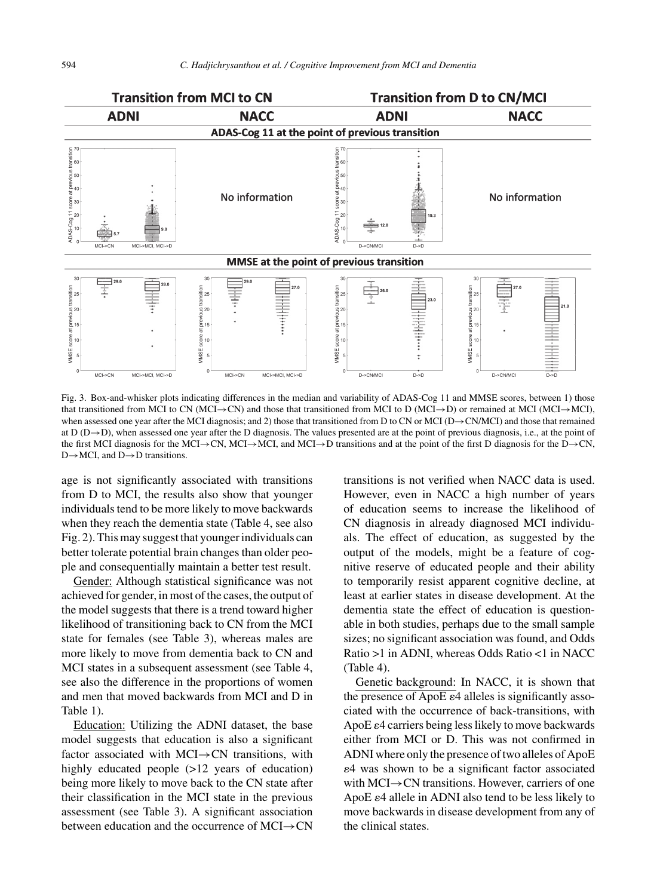Fig. 3. Box-and-whisker plots indicating differences in the median and variability of ADAS-Cog 11 and MMSE scores, between 1) those that transitioned from MCI to CN (MCI→CN) and those that transitioned from MCI to D (MCI→D) or remained at MCI (MCI→MCI), when assessed one year after the MCI diagnosis; and 2) those that transitioned from D to CN or MCI (D→CN/MCI) and those that remained at D (D→D), when assessed one year after the D diagnosis. The values presented are at the point of previous diagnosis, i.e., at the point of the first MCI diagnosis for the MCI→CN, MCI→MCI, and MCI→D transitions and at the point of the first D diagnosis for the D→CN, D→MCI, and D→D transitions.

age is not significantly associated with transitions from D to MCI, the results also show that younger individuals tend to be more likely to move backwards when they reach the dementia state (Table 4, see also Fig. 2). This may suggest that younger individuals can better tolerate potential brain changes than older people and consequentially maintain a better test result.

Gender: Although statistical significance was not achieved for gender, in most of the cases, the output of the model suggests that there is a trend toward higher likelihood of transitioning back to CN from the MCI state for females (see Table 3), whereas males are more likely to move from dementia back to CN and MCI states in a subsequent assessment (see Table 4, see also the difference in the proportions of women and men that moved backwards from MCI and D in Table 1).

Education: Utilizing the ADNI dataset, the base model suggests that education is also a significant factor associated with MCI→CN transitions, with highly educated people (>12 years of education) being more likely to move back to the CN state after their classification in the MCI state in the previous assessment (see Table 3). A significant association between education and the occurrence of MCI→CN transitions is not verified when NACC data is used. However, even in NACC a high number of years of education seems to increase the likelihood of CN diagnosis in already diagnosed MCI individuals. The effect of education, as suggested by the output of the models, might be a feature of cognitive reserve of educated people and their ability to temporarily resist apparent cognitive decline, at least at earlier states in disease development. At the dementia state the effect of education is questionable in both studies, perhaps due to the small sample sizes; no significant association was found, and Odds Ratio >1 in ADNI, whereas Odds Ratio <1 in NACC (Table 4).

Genetic background: In NACC, it is shown that the presence of ApoE $\varepsilon 4$ alleles is significantly associated with the occurrence of back-transitions, with ApoE $\varepsilon 4$ carriers being less likely to move backwards either from MCI or D. This was not confirmed in ADNI where only the presence of two alleles of ApoE $\varepsilon 4$ was shown to be a significant factor associated with MCI→CN transitions. However, carriers of one ApoE $\varepsilon 4$ allele in ADNI also tend to be less likely to move backwards in disease development from any of the clinical states.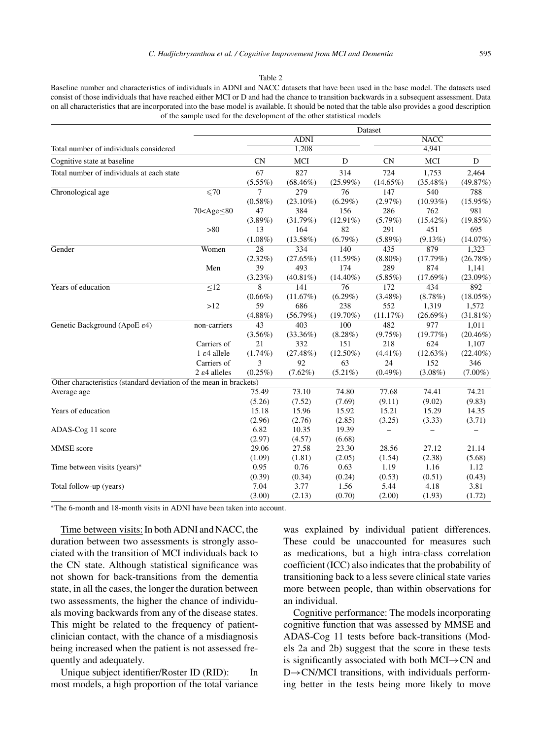Table 2

Baseline number and characteristics of individuals in ADNI and NACC datasets that have been used in the base model. The datasets used consist of those individuals that have reached either MCI or D and had the chance to transition backwards in a subsequent assessment. Data on all characteristics that are incorporated into the base model is available. It should be noted that the table also provides a good description of the sample used for the development of the other statistical models

| | | Dataset | | | | | |
|---|---|---|---|---|---|---|---|
| | | ADNI | | | NACC | | |
| Total number of individuals considered | | 1,208 | | | 4,941 | | |
| Cognitive state at baseline | | CN | MCI | D | CN | MCI | D |
| Total number of individuals at each state | | 67 (5.55%) | 827 (68.46%) | 314 (25.99%) | 724 (14.65%) | 1,753 (35.48%) | 2,464 (49.87%) |
| Chronological age | ⩽70 | 7 (0.58%) | 279 (23.10%) | 76 (6.29%) | 147 (2.97%) | 540 (10.93%) | 788 (15.95%) |
| | 70<Age≤80 | 47 (3.89%) | 384 (31.79%) | 156 (12.91%) | 286 (5.79%) | 762 (15.42%) | 981 (19.85%) |
| | >80 | 13 (1.08%) | 164 (13.58%) | 82 (6.79%) | 291 (5.89%) | 451 (9.13%) | 695 (14.07%) |
| Gender | Women | 28 (2.32%) | 334 (27.65%) | 140 (11.59%) | 435 (8.80%) | 879 (17.79%) | 1,323 (26.78%) |
| | Men | 39 (3.23%) | 493 (40.81%) | 174 (14.40%) | 289 (5.85%) | 874 (17.69%) | 1,141 (23.09%) |
| Years of education | ≤12 | 8 (0.66%) | 141 (11.67%) | 76 (6.29%) | 172 (3.48%) | 434 (8.78%) | 892 (18.05%) |
| | >12 | 59 (4.88%) | 686 (56.79%) | 238 (19.70%) | 552 (11.17%) | 1,319 (26.69%) | 1,572 (31.81%) |
| Genetic Background (ApoE ε4) | non-carriers | 43 (3.56%) | 403 (33.36%) | 100 (8.28%) | 482 (9.75%) | 977 (19.77%) | 1,011 (20.46%) |
| | Carriers of 1 ε4 allele | 21 (1.74%) | 332 (27.48%) | 151 (12.50%) | 218 (4.41%) | 624 (12.63%) | 1,107 (22.40%) |
| | Carriers of 2 ε4 alleles | 3 (0.25%) | 92 (7.62%) | 63 (5.21%) | 24 (0.49%) | 152 (3.08%) | 346 (7.00%) |
| Other characteristics (standard deviation of the mean in brackets) | | | | | | | |
| Average age | | 75.49 (5.26) | 73.10 (7.52) | 74.80 (7.69) | 77.68 (9.11) | 74.41 (9.02) | 74.21 (9.83) |
| Years of education | | 15.18 (2.96) | 15.96 (2.76) | 15.92 (2.85) | 15.21 (3.25) | 15.29 (3.33) | 14.35 (3.71) |
| ADAS-Cog 11 score | | 6.82 (2.97) | 10.35 (4.57) | 19.39 (6.68) | – | – | – |
| MMSE score | | 29.06 (1.09) | 27.58 (1.81) | 23.30 (2.05) | 28.56 (1.54) | 27.12 (2.38) | 21.14 (5.68) |
| Time between visits (years)* | | 0.95 (0.39) | 0.76 (0.34) | 0.63 (0.24) | 1.19 (0.53) | 1.16 (0.51) | 1.12 (0.43) |
| Total follow-up (years) | | 7.04 (3.00) | 3.77 (2.13) | 1.56 (0.70) | 5.44 (2.00) | 4.18 (1.93) | 3.81 (1.72) |

*The 6-month and 18-month visits in ADNI have been taken into account.

Time between visits: In both ADNI and NACC, the duration between two assessments is strongly associated with the transition of MCI individuals back to the CN state. Although statistical significance was not shown for back-transitions from the dementia state, in all the cases, the longer the duration between two assessments, the higher the chance of individuals moving backwards from any of the disease states. This might be related to the frequency of patient-clinician contact, with the chance of a misdiagnosis being increased when the patient is not assessed frequently and adequately.

Unique subject identifier/Roster ID (RID): In most models, a high proportion of the total variance was explained by individual patient differences. These could be unaccounted for measures such as medications, but a high intra-class correlation coefficient (ICC) also indicates that the probability of transitioning back to a less severe clinical state varies more between people, than within observations for an individual.

Cognitive performance: The models incorporating cognitive function that was assessed by MMSE and ADAS-Cog 11 tests before back-transitions (Models 2a and 2b) suggest that the score in these tests is significantly associated with both MCI→CN and D→CN/MCI transitions, with individuals performing better in the tests being more likely to move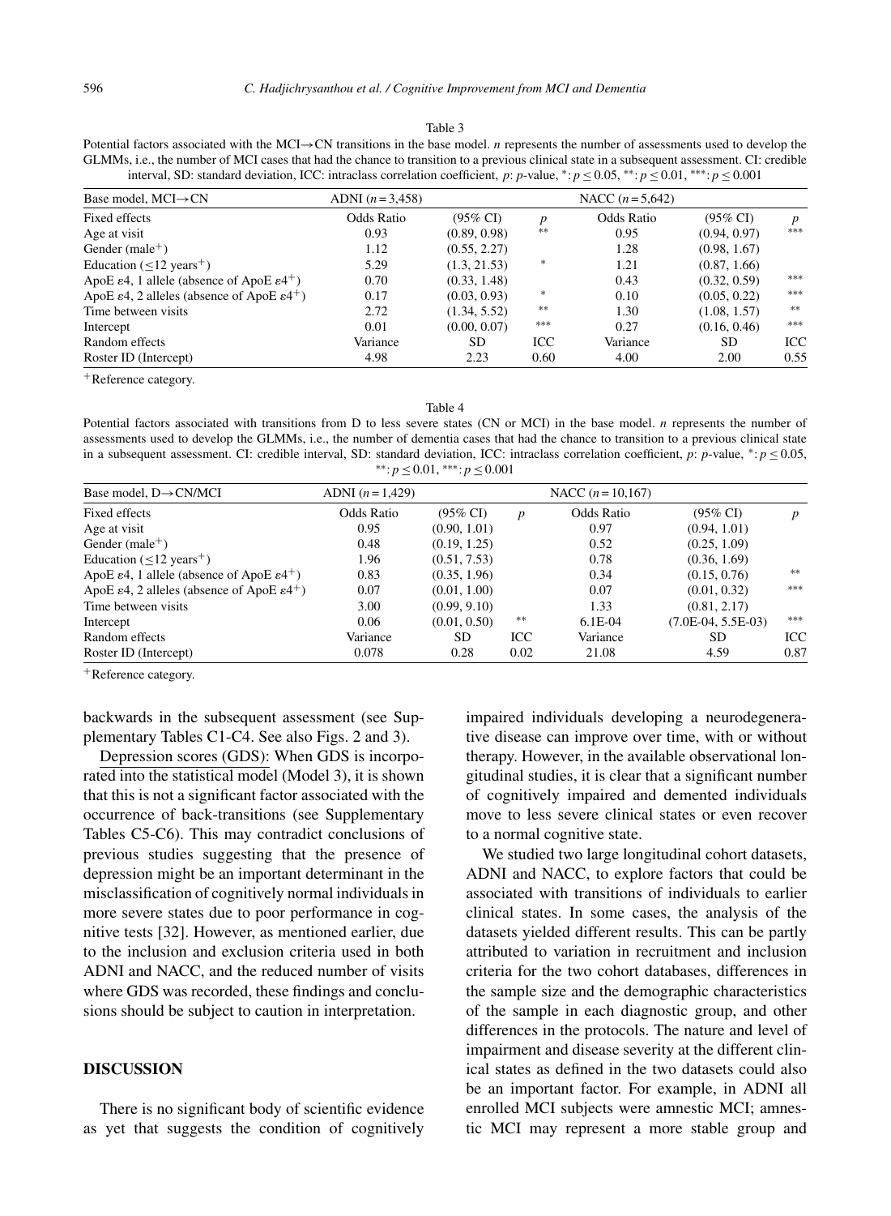Table 3

Potential factors associated with the MCI→CN transitions in the base model. *n* represents the number of assessments used to develop the GLMMs, i.e., the number of MCI cases that had the chance to transition to a previous clinical state in a subsequent assessment. CI: credible interval, SD: standard deviation, ICC: intraclass correlation coefficient, *p*: *p*-value, *: $p \leq 0.05$, **: $p \leq 0.01$, ***: $p \leq 0.001$

| Base model, MCI→CN | ADNI ($n = 3{,}458$) | | | NACC ($n = 5{,}642$) | | |
|---|---|---|---|---|---|---|
| Fixed effects | Odds Ratio | (95% CI) | *p* | Odds Ratio | (95% CI) | *p* |
| Age at visit | 0.93 | (0.89, 0.98) | ** | 0.95 | (0.94, 0.97) | *** |
| Gender (male+) | 1.12 | (0.55, 2.27) | | 1.28 | (0.98, 1.67) | |
| Education (≤12 years+) | 5.29 | (1.3, 21.53) | * | 1.21 | (0.87, 1.66) | |
| ApoE ε4, 1 allele (absence of ApoE ε4+) | 0.70 | (0.33, 1.48) | | 0.43 | (0.32, 0.59) | *** |
| ApoE ε4, 2 alleles (absence of ApoE ε4+) | 0.17 | (0.03, 0.93) | * | 0.10 | (0.05, 0.22) | *** |
| Time between visits | 2.72 | (1.34, 5.52) | ** | 1.30 | (1.08, 1.57) | ** |
| Intercept | 0.01 | (0.00, 0.07) | *** | 0.27 | (0.16, 0.46) | *** |
| Random effects | Variance | SD | ICC | Variance | SD | ICC |
| Roster ID (Intercept) | 4.98 | 2.23 | 0.60 | 4.00 | 2.00 | 0.55 |

+Reference category.

Table 4

Potential factors associated with transitions from D to less severe states (CN or MCI) in the base model. *n* represents the number of assessments used to develop the GLMMs, i.e., the number of dementia cases that had the chance to transition to a previous clinical state in a subsequent assessment. CI: credible interval, SD: standard deviation, ICC: intraclass correlation coefficient, *p*: *p*-value, *: $p \leq 0.05$, **: $p \leq 0.01$, ***: $p \leq 0.001$

| Base model, D→CN/MCI | ADNI ($n = 1{,}429$) | | | NACC ($n = 10{,}167$) | | |
|---|---|---|---|---|---|---|
| Fixed effects | Odds Ratio | (95% CI) | *p* | Odds Ratio | (95% CI) | *p* |
| Age at visit | 0.95 | (0.90, 1.01) | | 0.97 | (0.94, 1.01) | |
| Gender (male+) | 0.48 | (0.19, 1.25) | | 0.52 | (0.25, 1.09) | |
| Education (≤12 years+) | 1.96 | (0.51, 7.53) | | 0.78 | (0.36, 1.69) | |
| ApoE ε4, 1 allele (absence of ApoE ε4+) | 0.83 | (0.35, 1.96) | | 0.34 | (0.15, 0.76) | ** |
| ApoE ε4, 2 alleles (absence of ApoE ε4+) | 0.07 | (0.01, 1.00) | | 0.07 | (0.01, 0.32) | *** |
| Time between visits | 3.00 | (0.99, 9.10) | | 1.33 | (0.81, 2.17) | |
| Intercept | 0.06 | (0.01, 0.50) | ** | 6.1E-04 | (7.0E-04, 5.5E-03) | *** |
| Random effects | Variance | SD | ICC | Variance | SD | ICC |
| Roster ID (Intercept) | 0.078 | 0.28 | 0.02 | 21.08 | 4.59 | 0.87 |

+Reference category.

backwards in the subsequent assessment (see Supplementary Tables C1-C4. See also Figs. 2 and 3).

Depression scores (GDS): When GDS is incorporated into the statistical model (Model 3), it is shown that this is not a significant factor associated with the occurrence of back-transitions (see Supplementary Tables C5-C6). This may contradict conclusions of previous studies suggesting that the presence of depression might be an important determinant in the misclassification of cognitively normal individuals in more severe states due to poor performance in cognitive tests [32]. However, as mentioned earlier, due to the inclusion and exclusion criteria used in both ADNI and NACC, and the reduced number of visits where GDS was recorded, these findings and conclusions should be subject to caution in interpretation.

## DISCUSSION

There is no significant body of scientific evidence as yet that suggests the condition of cognitively impaired individuals developing a neurodegenerative disease can improve over time, with or without therapy. However, in the available observational longitudinal studies, it is clear that a significant number of cognitively impaired and demented individuals move to less severe clinical states or even recover to a normal cognitive state.

We studied two large longitudinal cohort datasets, ADNI and NACC, to explore factors that could be associated with transitions of individuals to earlier clinical states. In some cases, the analysis of the datasets yielded different results. This can be partly attributed to variation in recruitment and inclusion criteria for the two cohort databases, differences in the sample size and the demographic characteristics of the sample in each diagnostic group, and other differences in the protocols. The nature and level of impairment and disease severity at the different clinical states as defined in the two datasets could also be an important factor. For example, in ADNI all enrolled MCI subjects were amnestic MCI; amnestic MCI may represent a more stable group and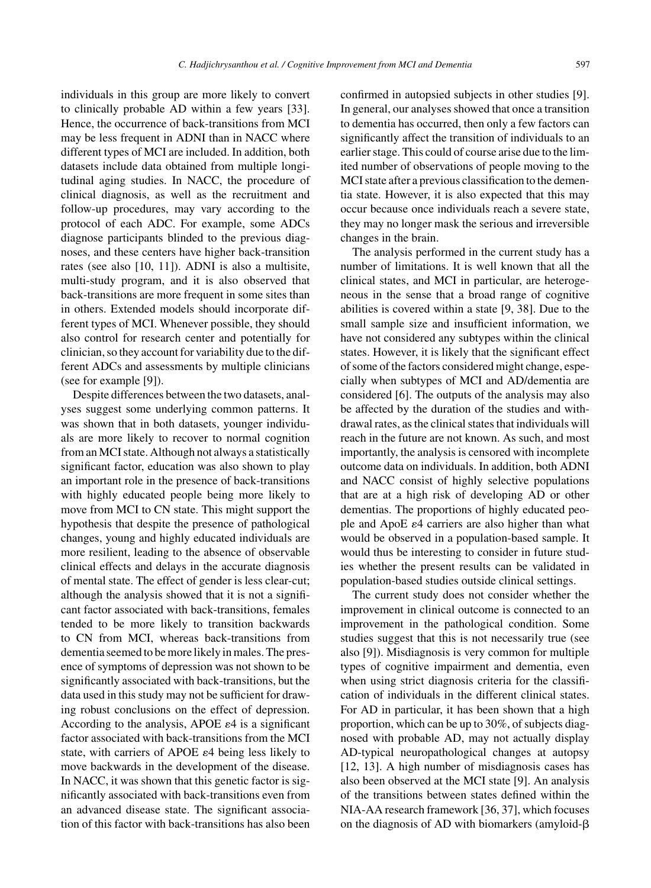individuals in this group are more likely to convert to clinically probable AD within a few years [33]. Hence, the occurrence of back-transitions from MCI may be less frequent in ADNI than in NACC where different types of MCI are included. In addition, both datasets include data obtained from multiple longitudinal aging studies. In NACC, the procedure of clinical diagnosis, as well as the recruitment and follow-up procedures, may vary according to the protocol of each ADC. For example, some ADCs diagnose participants blinded to the previous diagnoses, and these centers have higher back-transition rates (see also [10, 11]). ADNI is also a multisite, multi-study program, and it is also observed that back-transitions are more frequent in some sites than in others. Extended models should incorporate different types of MCI. Whenever possible, they should also control for research center and potentially for clinician, so they account for variability due to the different ADCs and assessments by multiple clinicians (see for example [9]).

Despite differences between the two datasets, analyses suggest some underlying common patterns. It was shown that in both datasets, younger individuals are more likely to recover to normal cognition from an MCI state. Although not always a statistically significant factor, education was also shown to play an important role in the presence of back-transitions with highly educated people being more likely to move from MCI to CN state. This might support the hypothesis that despite the presence of pathological changes, young and highly educated individuals are more resilient, leading to the absence of observable clinical effects and delays in the accurate diagnosis of mental state. The effect of gender is less clear-cut; although the analysis showed that it is not a significant factor associated with back-transitions, females tended to be more likely to transition backwards to CN from MCI, whereas back-transitions from dementia seemed to be more likely in males. The presence of symptoms of depression was not shown to be significantly associated with back-transitions, but the data used in this study may not be sufficient for drawing robust conclusions on the effect of depression. According to the analysis, APOE $\varepsilon4$ is a significant factor associated with back-transitions from the MCI state, with carriers of APOE $\varepsilon4$ being less likely to move backwards in the development of the disease. In NACC, it was shown that this genetic factor is significantly associated with back-transitions even from an advanced disease state. The significant association of this factor with back-transitions has also been confirmed in autopsied subjects in other studies [9]. In general, our analyses showed that once a transition to dementia has occurred, then only a few factors can significantly affect the transition of individuals to an earlier stage. This could of course arise due to the limited number of observations of people moving to the MCI state after a previous classification to the dementia state. However, it is also expected that this may occur because once individuals reach a severe state, they may no longer mask the serious and irreversible changes in the brain.

The analysis performed in the current study has a number of limitations. It is well known that all the clinical states, and MCI in particular, are heterogeneous in the sense that a broad range of cognitive abilities is covered within a state [9, 38]. Due to the small sample size and insufficient information, we have not considered any subtypes within the clinical states. However, it is likely that the significant effect of some of the factors considered might change, especially when subtypes of MCI and AD/dementia are considered [6]. The outputs of the analysis may also be affected by the duration of the studies and withdrawal rates, as the clinical states that individuals will reach in the future are not known. As such, and most importantly, the analysis is censored with incomplete outcome data on individuals. In addition, both ADNI and NACC consist of highly selective populations that are at a high risk of developing AD or other dementias. The proportions of highly educated people and ApoE $\varepsilon4$ carriers are also higher than what would be observed in a population-based sample. It would thus be interesting to consider in future studies whether the present results can be validated in population-based studies outside clinical settings.

The current study does not consider whether the improvement in clinical outcome is connected to an improvement in the pathological condition. Some studies suggest that this is not necessarily true (see also [9]). Misdiagnosis is very common for multiple types of cognitive impairment and dementia, even when using strict diagnosis criteria for the classification of individuals in the different clinical states. For AD in particular, it has been shown that a high proportion, which can be up to 30%, of subjects diagnosed with probable AD, may not actually display AD-typical neuropathological changes at autopsy [12, 13]. A high number of misdiagnosis cases has also been observed at the MCI state [9]. An analysis of the transitions between states defined within the NIA-AA research framework [36, 37], which focuses on the diagnosis of AD with biomarkers (amyloid-$\beta$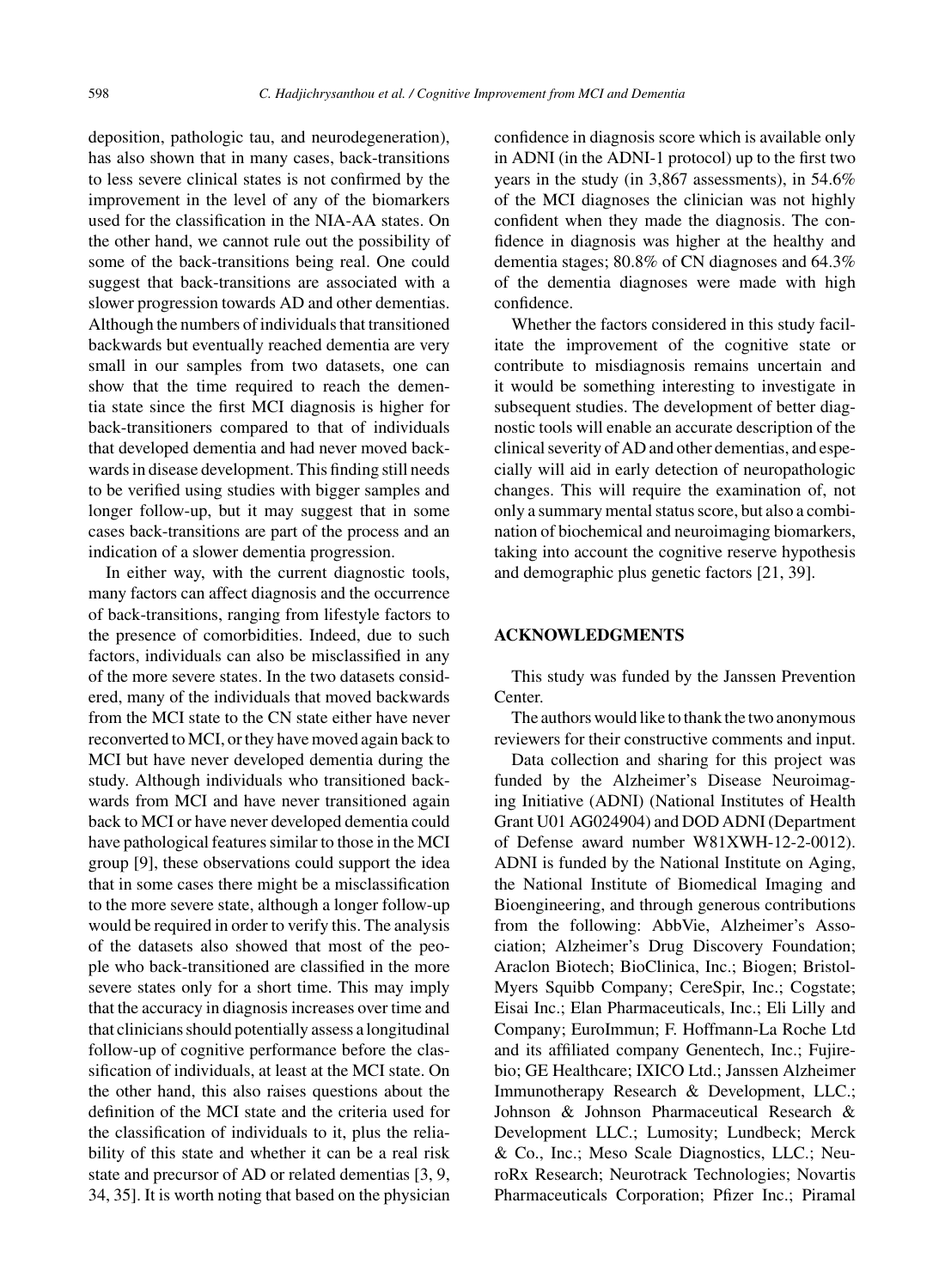deposition, pathologic tau, and neurodegeneration), has also shown that in many cases, back-transitions to less severe clinical states is not confirmed by the improvement in the level of any of the biomarkers used for the classification in the NIA-AA states. On the other hand, we cannot rule out the possibility of some of the back-transitions being real. One could suggest that back-transitions are associated with a slower progression towards AD and other dementias. Although the numbers of individuals that transitioned backwards but eventually reached dementia are very small in our samples from two datasets, one can show that the time required to reach the dementia state since the first MCI diagnosis is higher for back-transitioners compared to that of individuals that developed dementia and had never moved backwards in disease development. This finding still needs to be verified using studies with bigger samples and longer follow-up, but it may suggest that in some cases back-transitions are part of the process and an indication of a slower dementia progression.

In either way, with the current diagnostic tools, many factors can affect diagnosis and the occurrence of back-transitions, ranging from lifestyle factors to the presence of comorbidities. Indeed, due to such factors, individuals can also be misclassified in any of the more severe states. In the two datasets considered, many of the individuals that moved backwards from the MCI state to the CN state either have never reconverted to MCI, or they have moved again back to MCI but have never developed dementia during the study. Although individuals who transitioned backwards from MCI and have never transitioned again back to MCI or have never developed dementia could have pathological features similar to those in the MCI group [9], these observations could support the idea that in some cases there might be a misclassification to the more severe state, although a longer follow-up would be required in order to verify this. The analysis of the datasets also showed that most of the people who back-transitioned are classified in the more severe states only for a short time. This may imply that the accuracy in diagnosis increases over time and that clinicians should potentially assess a longitudinal follow-up of cognitive performance before the classification of individuals, at least at the MCI state. On the other hand, this also raises questions about the definition of the MCI state and the criteria used for the classification of individuals to it, plus the reliability of this state and whether it can be a real risk state and precursor of AD or related dementias [3, 9, 34, 35]. It is worth noting that based on the physician confidence in diagnosis score which is available only in ADNI (in the ADNI-1 protocol) up to the first two years in the study (in 3,867 assessments), in 54.6% of the MCI diagnoses the clinician was not highly confident when they made the diagnosis. The confidence in diagnosis was higher at the healthy and dementia stages; 80.8% of CN diagnoses and 64.3% of the dementia diagnoses were made with high confidence.

Whether the factors considered in this study facilitate the improvement of the cognitive state or contribute to misdiagnosis remains uncertain and it would be something interesting to investigate in subsequent studies. The development of better diagnostic tools will enable an accurate description of the clinical severity of AD and other dementias, and especially will aid in early detection of neuropathologic changes. This will require the examination of, not only a summary mental status score, but also a combination of biochemical and neuroimaging biomarkers, taking into account the cognitive reserve hypothesis and demographic plus genetic factors [21, 39].

## ACKNOWLEDGMENTS

This study was funded by the Janssen Prevention Center.

The authors would like to thank the two anonymous reviewers for their constructive comments and input.

Data collection and sharing for this project was funded by the Alzheimer's Disease Neuroimaging Initiative (ADNI) (National Institutes of Health Grant U01 AG024904) and DOD ADNI (Department of Defense award number W81XWH-12-2-0012). ADNI is funded by the National Institute on Aging, the National Institute of Biomedical Imaging and Bioengineering, and through generous contributions from the following: AbbVie, Alzheimer's Association; Alzheimer's Drug Discovery Foundation; Araclon Biotech; BioClinica, Inc.; Biogen; Bristol-Myers Squibb Company; CereSpir, Inc.; Cogstate; Eisai Inc.; Elan Pharmaceuticals, Inc.; Eli Lilly and Company; EuroImmun; F. Hoffmann-La Roche Ltd and its affiliated company Genentech, Inc.; Fujirebio; GE Healthcare; IXICO Ltd.; Janssen Alzheimer Immunotherapy Research & Development, LLC.; Johnson & Johnson Pharmaceutical Research & Development LLC.; Lumosity; Lundbeck; Merck & Co., Inc.; Meso Scale Diagnostics, LLC.; NeuroRx Research; Neurotrack Technologies; Novartis Pharmaceuticals Corporation; Pfizer Inc.; Piramal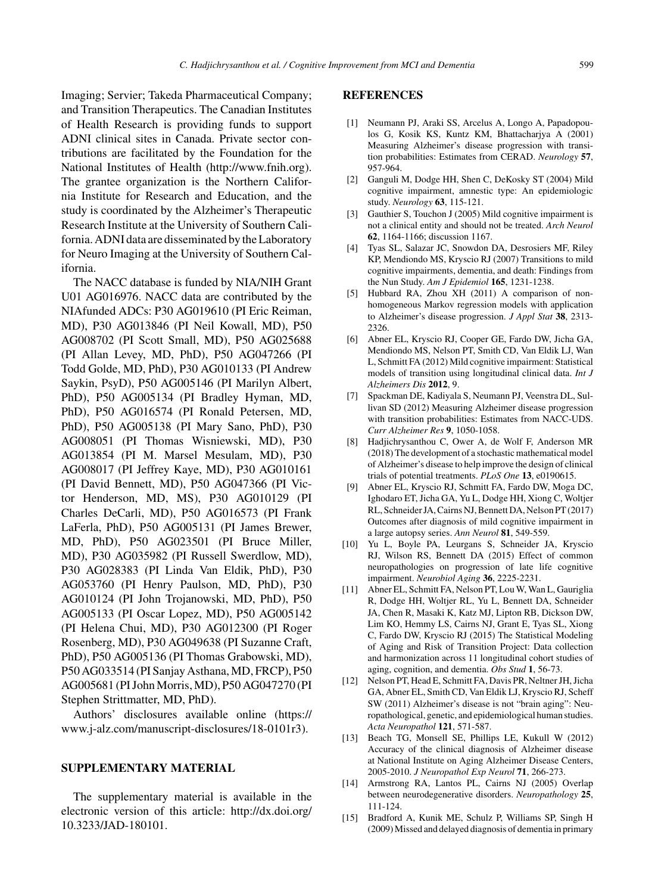Imaging; Servier; Takeda Pharmaceutical Company; and Transition Therapeutics. The Canadian Institutes of Health Research is providing funds to support ADNI clinical sites in Canada. Private sector contributions are facilitated by the Foundation for the National Institutes of Health (http://www.fnih.org). The grantee organization is the Northern California Institute for Research and Education, and the study is coordinated by the Alzheimer's Therapeutic Research Institute at the University of Southern California. ADNI data are disseminated by the Laboratory for Neuro Imaging at the University of Southern California.

The NACC database is funded by NIA/NIH Grant U01 AG016976. NACC data are contributed by the NIAfunded ADCs: P30 AG019610 (PI Eric Reiman, MD), P30 AG013846 (PI Neil Kowall, MD), P50 AG008702 (PI Scott Small, MD), P50 AG025688 (PI Allan Levey, MD, PhD), P50 AG047266 (PI Todd Golde, MD, PhD), P30 AG010133 (PI Andrew Saykin, PsyD), P50 AG005146 (PI Marilyn Albert, PhD), P50 AG005134 (PI Bradley Hyman, MD, PhD), P50 AG016574 (PI Ronald Petersen, MD, PhD), P50 AG005138 (PI Mary Sano, PhD), P30 AG008051 (PI Thomas Wisniewski, MD), P30 AG013854 (PI M. Marsel Mesulam, MD), P30 AG008017 (PI Jeffrey Kaye, MD), P30 AG010161 (PI David Bennett, MD), P50 AG047366 (PI Victor Henderson, MD, MS), P30 AG010129 (PI Charles DeCarli, MD), P50 AG016573 (PI Frank LaFerla, PhD), P50 AG005131 (PI James Brewer, MD, PhD), P50 AG023501 (PI Bruce Miller, MD), P30 AG035982 (PI Russell Swerdlow, MD), P30 AG028383 (PI Linda Van Eldik, PhD), P30 AG053760 (PI Henry Paulson, MD, PhD), P30 AG010124 (PI John Trojanowski, MD, PhD), P50 AG005133 (PI Oscar Lopez, MD), P50 AG005142 (PI Helena Chui, MD), P30 AG012300 (PI Roger Rosenberg, MD), P30 AG049638 (PI Suzanne Craft, PhD), P50 AG005136 (PI Thomas Grabowski, MD), P50 AG033514 (PI Sanjay Asthana, MD, FRCP), P50 AG005681 (PI John Morris, MD), P50 AG047270 (PI Stephen Strittmatter, MD, PhD).

Authors' disclosures available online (https://www.j-alz.com/manuscript-disclosures/18-0101r3).

## SUPPLEMENTARY MATERIAL

The supplementary material is available in the electronic version of this article: http://dx.doi.org/10.3233/JAD-180101.

## REFERENCES

[1] Neumann PJ, Araki SS, Arcelus A, Longo A, Papadopoulos G, Kosik KS, Kuntz KM, Bhattacharjya A (2001) Measuring Alzheimer's disease progression with transition probabilities: Estimates from CERAD. *Neurology* **57**, 957-964.

[2] Ganguli M, Dodge HH, Shen C, DeKosky ST (2004) Mild cognitive impairment, amnestic type: An epidemiologic study. *Neurology* **63**, 115-121.

[3] Gauthier S, Touchon J (2005) Mild cognitive impairment is not a clinical entity and should not be treated. *Arch Neurol* **62**, 1164-1166; discussion 1167.

[4] Tyas SL, Salazar JC, Snowdon DA, Desrosiers MF, Riley KP, Mendiondo MS, Kryscio RJ (2007) Transitions to mild cognitive impairments, dementia, and death: Findings from the Nun Study. *Am J Epidemiol* **165**, 1231-1238.

[5] Hubbard RA, Zhou XH (2011) A comparison of non-homogeneous Markov regression models with application to Alzheimer's disease progression. *J Appl Stat* **38**, 2313-2326.

[6] Abner EL, Kryscio RJ, Cooper GE, Fardo DW, Jicha GA, Mendiondo MS, Nelson PT, Smith CD, Van Eldik LJ, Wan L, Schmitt FA (2012) Mild cognitive impairment: Statistical models of transition using longitudinal clinical data. *Int J Alzheimers Dis* **2012**, 9.

[7] Spackman DE, Kadiyala S, Neumann PJ, Veenstra DL, Sullivan SD (2012) Measuring Alzheimer disease progression with transition probabilities: Estimates from NACC-UDS. *Curr Alzheimer Res* **9**, 1050-1058.

[8] Hadjichrysanthou C, Ower A, de Wolf F, Anderson MR (2018) The development of a stochastic mathematical model of Alzheimer's disease to help improve the design of clinical trials of potential treatments. *PLoS One* **13**, e0190615.

[9] Abner EL, Kryscio RJ, Schmitt FA, Fardo DW, Moga DC, Ighodaro ET, Jicha GA, Yu L, Dodge HH, Xiong C, Woltjer RL, Schneider JA, Cairns NJ, Bennett DA, Nelson PT (2017) Outcomes after diagnosis of mild cognitive impairment in a large autopsy series. *Ann Neurol* **81**, 549-559.

[10] Yu L, Boyle PA, Leurgans S, Schneider JA, Kryscio RJ, Wilson RS, Bennett DA (2015) Effect of common neuropathologies on progression of late life cognitive impairment. *Neurobiol Aging* **36**, 2225-2231.

[11] Abner EL, Schmitt FA, Nelson PT, Lou W, Wan L, Gauriglia R, Dodge HH, Woltjer RL, Yu L, Bennett DA, Schneider JA, Chen R, Masaki K, Katz MJ, Lipton RB, Dickson DW, Lim KO, Hemmy LS, Cairns NJ, Grant E, Tyas SL, Xiong C, Fardo DW, Kryscio RJ (2015) The Statistical Modeling of Aging and Risk of Transition Project: Data collection and harmonization across 11 longitudinal cohort studies of aging, cognition, and dementia. *Obs Stud* **1**, 56-73.

[12] Nelson PT, Head E, Schmitt FA, Davis PR, Neltner JH, Jicha GA, Abner EL, Smith CD, Van Eldik LJ, Kryscio RJ, Scheff SW (2011) Alzheimer's disease is not "brain aging": Neuropathological, genetic, and epidemiological human studies. *Acta Neuropathol* **121**, 571-587.

[13] Beach TG, Monsell SE, Phillips LE, Kukull W (2012) Accuracy of the clinical diagnosis of Alzheimer disease at National Institute on Aging Alzheimer Disease Centers, 2005-2010. *J Neuropathol Exp Neurol* **71**, 266-273.

[14] Armstrong RA, Lantos PL, Cairns NJ (2005) Overlap between neurodegenerative disorders. *Neuropathology* **25**, 111-124.

[15] Bradford A, Kunik ME, Schulz P, Williams SP, Singh H (2009) Missed and delayed diagnosis of dementia in primary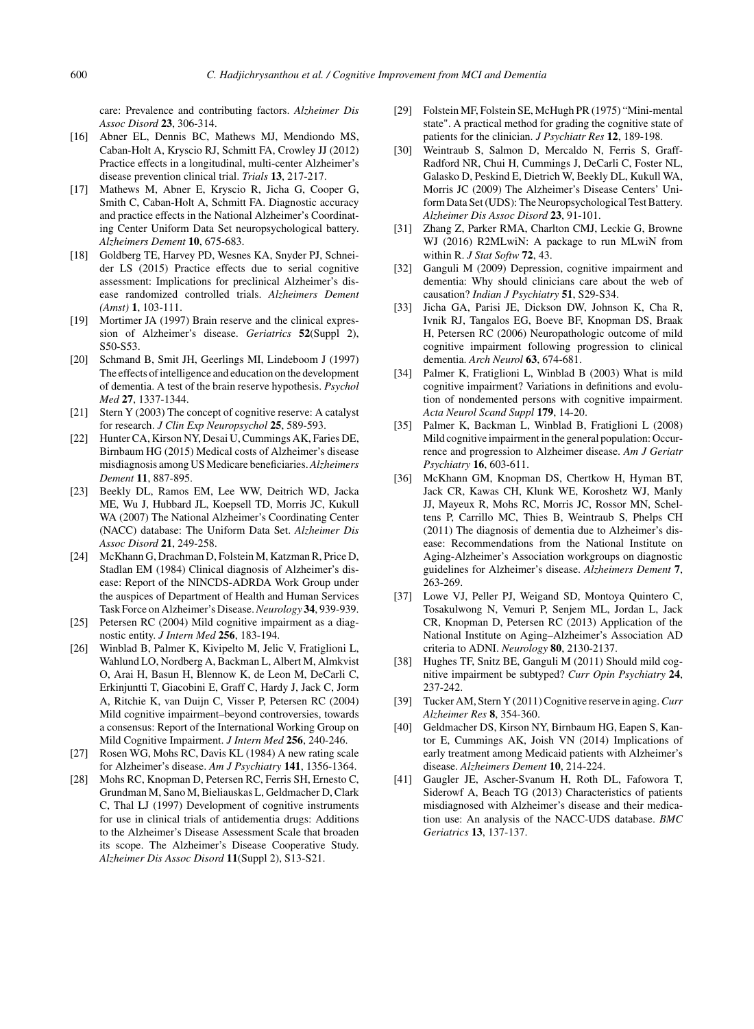care: Prevalence and contributing factors. *Alzheimer Dis Assoc Disord* **23**, 306-314.

[16] Abner EL, Dennis BC, Mathews MJ, Mendiondo MS, Caban-Holt A, Kryscio RJ, Schmitt FA, Crowley JJ (2012) Practice effects in a longitudinal, multi-center Alzheimer's disease prevention clinical trial. *Trials* **13**, 217-217.

[17] Mathews M, Abner E, Kryscio R, Jicha G, Cooper G, Smith C, Caban-Holt A, Schmitt FA. Diagnostic accuracy and practice effects in the National Alzheimer's Coordinating Center Uniform Data Set neuropsychological battery. *Alzheimers Dement* **10**, 675-683.

[18] Goldberg TE, Harvey PD, Wesnes KA, Snyder PJ, Schneider LS (2015) Practice effects due to serial cognitive assessment: Implications for preclinical Alzheimer's disease randomized controlled trials. *Alzheimers Dement (Amst)* **1**, 103-111.

[19] Mortimer JA (1997) Brain reserve and the clinical expression of Alzheimer's disease. *Geriatrics* **52**(Suppl 2), S50-S53.

[20] Schmand B, Smit JH, Geerlings MI, Lindeboom J (1997) The effects of intelligence and education on the development of dementia. A test of the brain reserve hypothesis. *Psychol Med* **27**, 1337-1344.

[21] Stern Y (2003) The concept of cognitive reserve: A catalyst for research. *J Clin Exp Neuropsychol* **25**, 589-593.

[22] Hunter CA, Kirson NY, Desai U, Cummings AK, Faries DE, Birnbaum HG (2015) Medical costs of Alzheimer's disease misdiagnosis among US Medicare beneficiaries. *Alzheimers Dement* **11**, 887-895.

[23] Beekly DL, Ramos EM, Lee WW, Deitrich WD, Jacka ME, Wu J, Hubbard JL, Koepsell TD, Morris JC, Kukull WA (2007) The National Alzheimer's Coordinating Center (NACC) database: The Uniform Data Set. *Alzheimer Dis Assoc Disord* **21**, 249-258.

[24] McKhann G, Drachman D, Folstein M, Katzman R, Price D, Stadlan EM (1984) Clinical diagnosis of Alzheimer's disease: Report of the NINCDS-ADRDA Work Group under the auspices of Department of Health and Human Services Task Force on Alzheimer's Disease. *Neurology* **34**, 939-939.

[25] Petersen RC (2004) Mild cognitive impairment as a diagnostic entity. *J Intern Med* **256**, 183-194.

[26] Winblad B, Palmer K, Kivipelto M, Jelic V, Fratiglioni L, Wahlund LO, Nordberg A, Backman L, Albert M, Almkvist O, Arai H, Basun H, Blennow K, de Leon M, DeCarli C, Erkinjuntti T, Giacobini E, Graff C, Hardy J, Jack C, Jorm A, Ritchie K, van Duijn C, Visser P, Petersen RC (2004) Mild cognitive impairment–beyond controversies, towards a consensus: Report of the International Working Group on Mild Cognitive Impairment. *J Intern Med* **256**, 240-246.

[27] Rosen WG, Mohs RC, Davis KL (1984) A new rating scale for Alzheimer's disease. *Am J Psychiatry* **141**, 1356-1364.

[28] Mohs RC, Knopman D, Petersen RC, Ferris SH, Ernesto C, Grundman M, Sano M, Bieliauskas L, Geldmacher D, Clark C, Thal LJ (1997) Development of cognitive instruments for use in clinical trials of antidementia drugs: Additions to the Alzheimer's Disease Assessment Scale that broaden its scope. The Alzheimer's Disease Cooperative Study. *Alzheimer Dis Assoc Disord* **11**(Suppl 2), S13-S21.

[29] Folstein MF, Folstein SE, McHugh PR (1975) "Mini-mental state". A practical method for grading the cognitive state of patients for the clinician. *J Psychiatr Res* **12**, 189-198.

[30] Weintraub S, Salmon D, Mercaldo N, Ferris S, Graff-Radford NR, Chui H, Cummings J, DeCarli C, Foster NL, Galasko D, Peskind E, Dietrich W, Beekly DL, Kukull WA, Morris JC (2009) The Alzheimer's Disease Centers' Uniform Data Set (UDS): The Neuropsychological Test Battery. *Alzheimer Dis Assoc Disord* **23**, 91-101.

[31] Zhang Z, Parker RMA, Charlton CMJ, Leckie G, Browne WJ (2016) R2MLwiN: A package to run MLwiN from within R. *J Stat Softw* **72**, 43.

[32] Ganguli M (2009) Depression, cognitive impairment and dementia: Why should clinicians care about the web of causation? *Indian J Psychiatry* **51**, S29-S34.

[33] Jicha GA, Parisi JE, Dickson DW, Johnson K, Cha R, Ivnik RJ, Tangalos EG, Boeve BF, Knopman DS, Braak H, Petersen RC (2006) Neuropathologic outcome of mild cognitive impairment following progression to clinical dementia. *Arch Neurol* **63**, 674-681.

[34] Palmer K, Fratiglioni L, Winblad B (2003) What is mild cognitive impairment? Variations in definitions and evolution of nondemented persons with cognitive impairment. *Acta Neurol Scand Suppl* **179**, 14-20.

[35] Palmer K, Backman L, Winblad B, Fratiglioni L (2008) Mild cognitive impairment in the general population: Occurrence and progression to Alzheimer disease. *Am J Geriatr Psychiatry* **16**, 603-611.

[36] McKhann GM, Knopman DS, Chertkow H, Hyman BT, Jack CR, Kawas CH, Klunk WE, Koroshetz WJ, Manly JJ, Mayeux R, Mohs RC, Morris JC, Rossor MN, Scheltens P, Carrillo MC, Thies B, Weintraub S, Phelps CH (2011) The diagnosis of dementia due to Alzheimer's disease: Recommendations from the National Institute on Aging-Alzheimer's Association workgroups on diagnostic guidelines for Alzheimer's disease. *Alzheimers Dement* **7**, 263-269.

[37] Lowe VJ, Peller PJ, Weigand SD, Montoya Quintero C, Tosakulwong N, Vemuri P, Senjem ML, Jordan L, Jack CR, Knopman D, Petersen RC (2013) Application of the National Institute on Aging–Alzheimer's Association AD criteria to ADNI. *Neurology* **80**, 2130-2137.

[38] Hughes TF, Snitz BE, Ganguli M (2011) Should mild cognitive impairment be subtyped? *Curr Opin Psychiatry* **24**, 237-242.

[39] Tucker AM, Stern Y (2011) Cognitive reserve in aging. *Curr Alzheimer Res* **8**, 354-360.

[40] Geldmacher DS, Kirson NY, Birnbaum HG, Eapen S, Kantor E, Cummings AK, Joish VN (2014) Implications of early treatment among Medicaid patients with Alzheimer's disease. *Alzheimers Dement* **10**, 214-224.

[41] Gaugler JE, Ascher-Svanum H, Roth DL, Fafowora T, Siderowf A, Beach TG (2013) Characteristics of patients misdiagnosed with Alzheimer's disease and their medication use: An analysis of the NACC-UDS database. *BMC Geriatrics* **13**, 137-137.